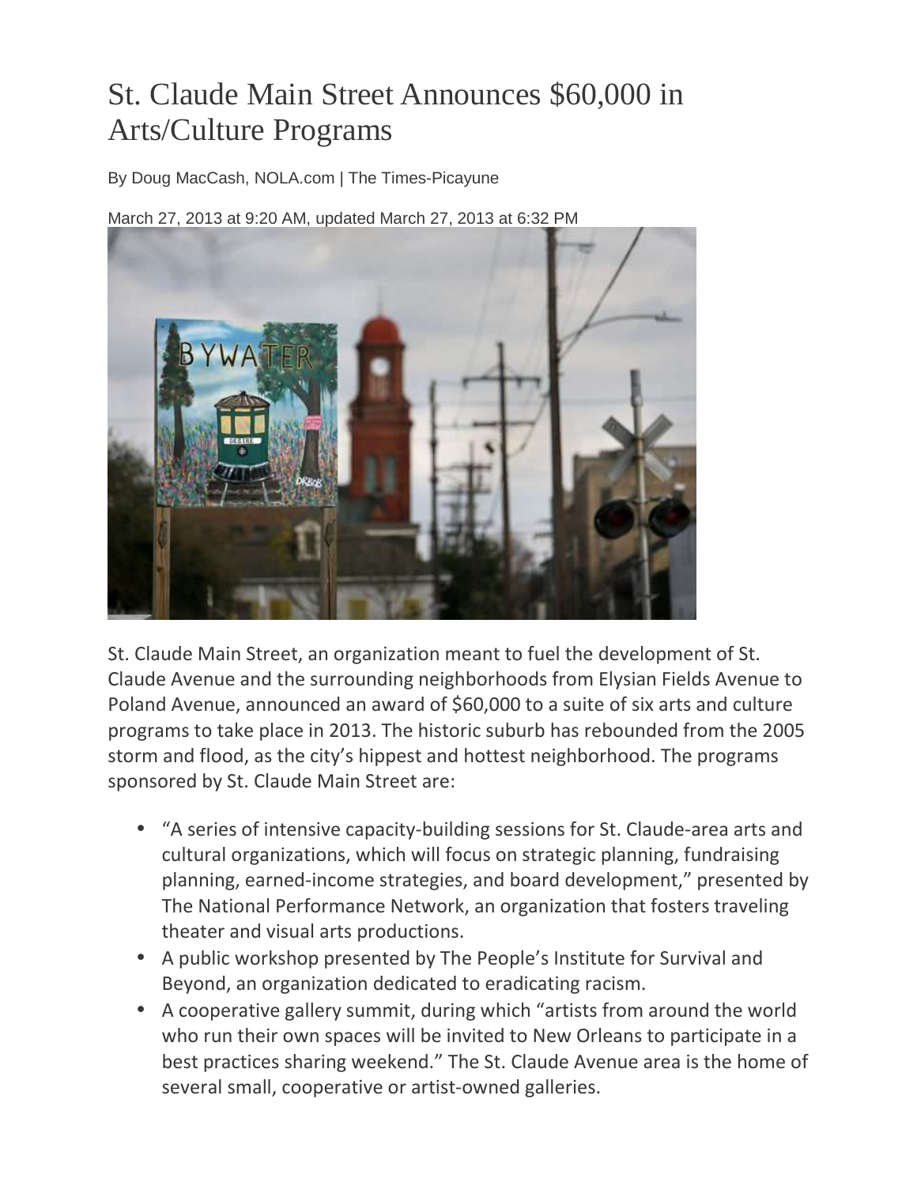# St. Claude Main Street Announces $60,000 in Arts/Culture Programs

By Doug MacCash, NOLA.com | The Times-Picayune

March 27, 2013 at 9:20 AM, updated March 27, 2013 at 6:32 PM

St. Claude Main Street, an organization meant to fuel the development of St. Claude Avenue and the surrounding neighborhoods from Elysian Fields Avenue to Poland Avenue, announced an award of $60,000 to a suite of six arts and culture programs to take place in 2013. The historic suburb has rebounded from the 2005 storm and flood, as the city's hippest and hottest neighborhood. The programs sponsored by St. Claude Main Street are:

- "A series of intensive capacity-building sessions for St. Claude-area arts and cultural organizations, which will focus on strategic planning, fundraising planning, earned-income strategies, and board development," presented by The National Performance Network, an organization that fosters traveling theater and visual arts productions.
- A public workshop presented by The People's Institute for Survival and Beyond, an organization dedicated to eradicating racism.
- A cooperative gallery summit, during which "artists from around the world who run their own spaces will be invited to New Orleans to participate in a best practices sharing weekend." The St. Claude Avenue area is the home of several small, cooperative or artist-owned galleries.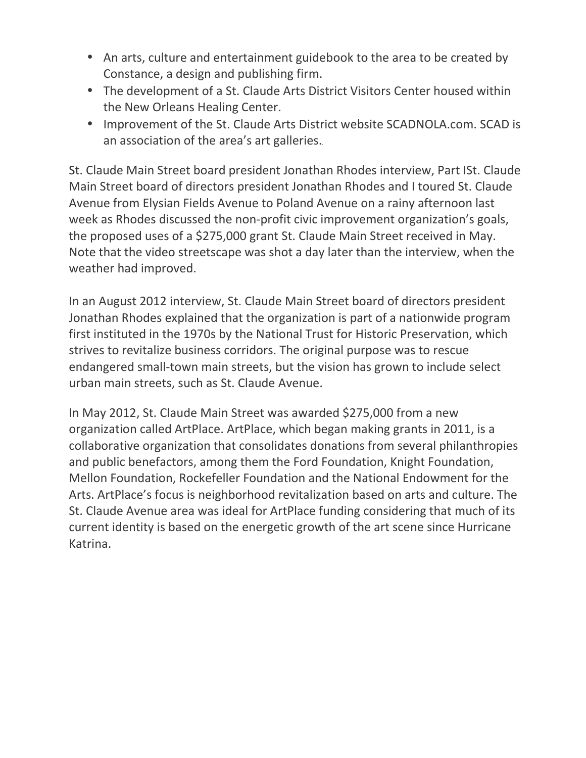- An arts, culture and entertainment guidebook to the area to be created by Constance, a design and publishing firm.
- The development of a St. Claude Arts District Visitors Center housed within the New Orleans Healing Center.
- Improvement of the St. Claude Arts District website SCADNOLA.com. SCAD is an association of the area's art galleries.

St. Claude Main Street board president Jonathan Rhodes interview, Part ISt. Claude Main Street board of directors president Jonathan Rhodes and I toured St. Claude Avenue from Elysian Fields Avenue to Poland Avenue on a rainy afternoon last week as Rhodes discussed the non-profit civic improvement organization's goals, the proposed uses of a $275,000 grant St. Claude Main Street received in May. Note that the video streetscape was shot a day later than the interview, when the weather had improved.

In an August 2012 interview, St. Claude Main Street board of directors president Jonathan Rhodes explained that the organization is part of a nationwide program first instituted in the 1970s by the National Trust for Historic Preservation, which strives to revitalize business corridors. The original purpose was to rescue endangered small-town main streets, but the vision has grown to include select urban main streets, such as St. Claude Avenue.

In May 2012, St. Claude Main Street was awarded $275,000 from a new organization called ArtPlace. ArtPlace, which began making grants in 2011, is a collaborative organization that consolidates donations from several philanthropies and public benefactors, among them the Ford Foundation, Knight Foundation, Mellon Foundation, Rockefeller Foundation and the National Endowment for the Arts. ArtPlace's focus is neighborhood revitalization based on arts and culture. The St. Claude Avenue area was ideal for ArtPlace funding considering that much of its current identity is based on the energetic growth of the art scene since Hurricane Katrina.